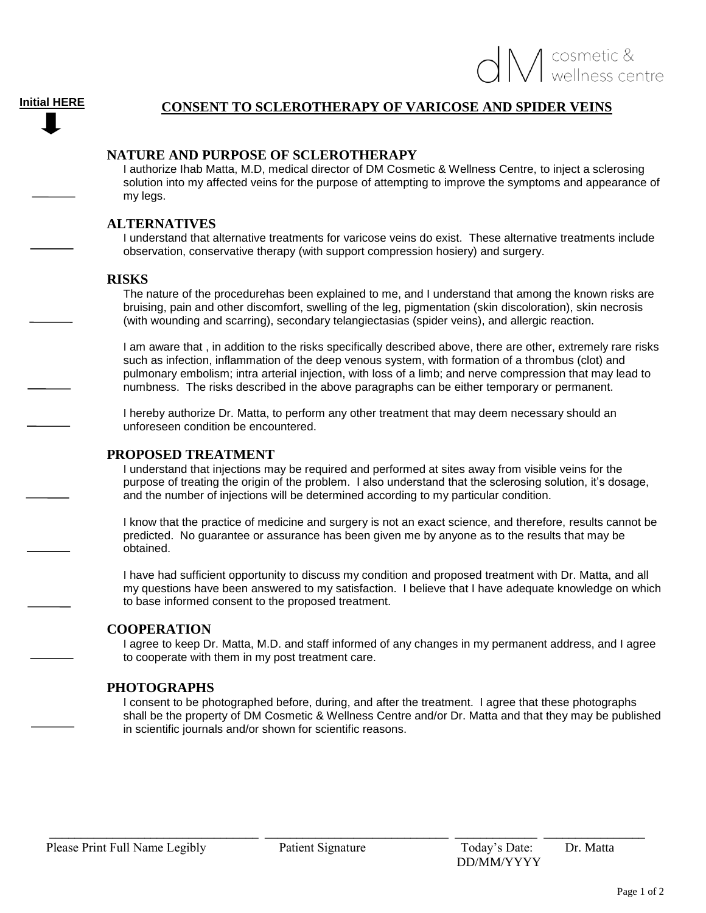dM cosmetic & wellness centre

**Initial HERE**

# CONSENT TO SCLEROTHERAPY OF VARICOSE AND SPIDER VEINS

## NATURE AND PURPOSE OF SCLEROTHERAPY

_______ I authorize Ihab Matta, M.D, medical director of DM Cosmetic & Wellness Centre, to inject a sclerosing solution into my affected veins for the purpose of attempting to improve the symptoms and appearance of my legs.

## ALTERNATIVES

_______ I understand that alternative treatments for varicose veins do exist. These alternative treatments include observation, conservative therapy (with support compression hosiery) and surgery.

## RISKS

_______ The nature of the procedurehas been explained to me, and I understand that among the known risks are bruising, pain and other discomfort, swelling of the leg, pigmentation (skin discoloration), skin necrosis (with wounding and scarring), secondary telangiectasias (spider veins), and allergic reaction.

_______ I am aware that , in addition to the risks specifically described above, there are other, extremely rare risks such as infection, inflammation of the deep venous system, with formation of a thrombus (clot) and pulmonary embolism; intra arterial injection, with loss of a limb; and nerve compression that may lead to numbness. The risks described in the above paragraphs can be either temporary or permanent.

_______ I hereby authorize Dr. Matta, to perform any other treatment that may deem necessary should an unforeseen condition be encountered.

## PROPOSED TREATMENT

_______ I understand that injections may be required and performed at sites away from visible veins for the purpose of treating the origin of the problem. I also understand that the sclerosing solution, it's dosage, and the number of injections will be determined according to my particular condition.

_______ I know that the practice of medicine and surgery is not an exact science, and therefore, results cannot be predicted. No guarantee or assurance has been given me by anyone as to the results that may be obtained.

_______ I have had sufficient opportunity to discuss my condition and proposed treatment with Dr. Matta, and all my questions have been answered to my satisfaction. I believe that I have adequate knowledge on which to base informed consent to the proposed treatment.

## COOPERATION

_______ I agree to keep Dr. Matta, M.D. and staff informed of any changes in my permanent address, and I agree to cooperate with them in my post treatment care.

## PHOTOGRAPHS

_______ I consent to be photographed before, during, and after the treatment. I agree that these photographs shall be the property of DM Cosmetic & Wellness Centre and/or Dr. Matta and that they may be published in scientific journals and/or shown for scientific reasons.

| _______________________________ | _______________________________ | _______________ | _______________ |
|---|---|---|---|
| Please Print Full Name Legibly | Patient Signature | Today's Date: DD/MM/YYYY | Dr. Matta |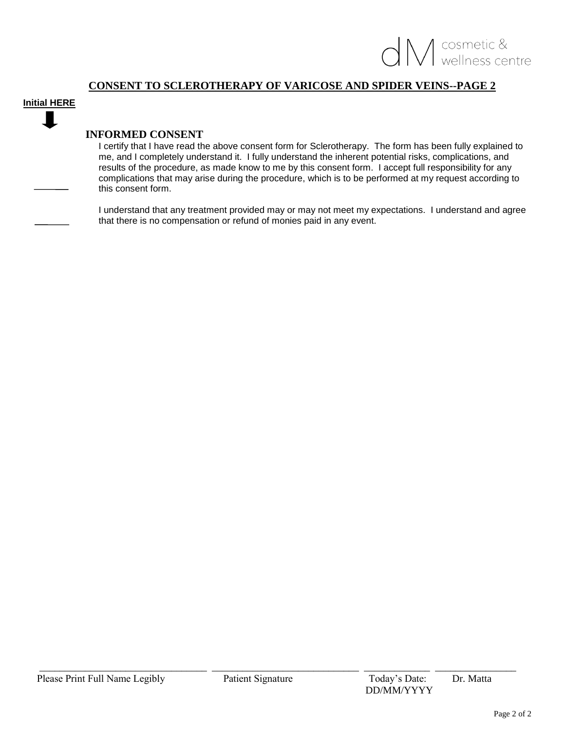dM cosmetic & wellness centre

## CONSENT TO SCLEROTHERAPY OF VARICOSE AND SPIDER VEINS--PAGE 2

**Initial HERE**

### INFORMED CONSENT

_______ I certify that I have read the above consent form for Sclerotherapy. The form has been fully explained to me, and I completely understand it. I fully understand the inherent potential risks, complications, and results of the procedure, as made know to me by this consent form. I accept full responsibility for any complications that may arise during the procedure, which is to be performed at my request according to this consent form.

_______ I understand that any treatment provided may or may not meet my expectations. I understand and agree that there is no compensation or refund of monies paid in any event.

| | | | |
|---|---|---|---|
| ______________________________ | ______________________________ | ______________ | ______________ |
| Please Print Full Name Legibly | Patient Signature | Today's Date: DD/MM/YYYY | Dr. Matta |